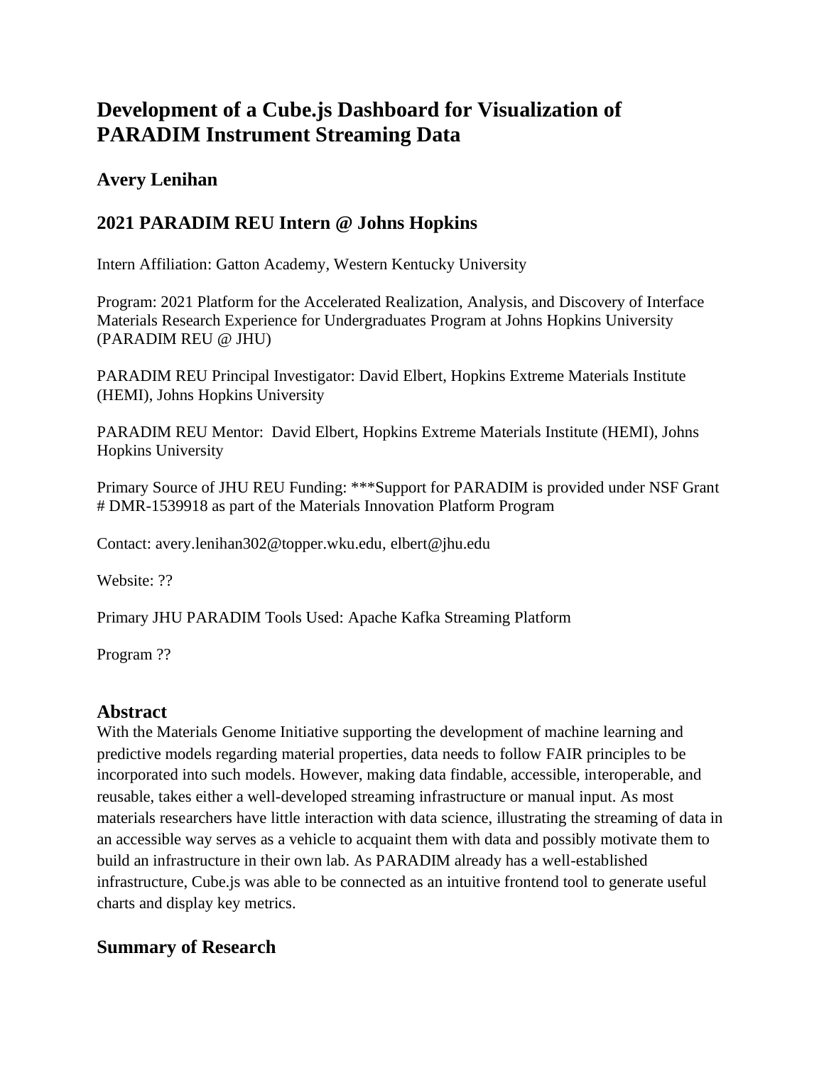# Development of a Cube.js Dashboard for Visualization of PARADIM Instrument Streaming Data

## Avery Lenihan

## 2021 PARADIM REU Intern @ Johns Hopkins

Intern Affiliation: Gatton Academy, Western Kentucky University

Program: 2021 Platform for the Accelerated Realization, Analysis, and Discovery of Interface Materials Research Experience for Undergraduates Program at Johns Hopkins University (PARADIM REU @ JHU)

PARADIM REU Principal Investigator: David Elbert, Hopkins Extreme Materials Institute (HEMI), Johns Hopkins University

PARADIM REU Mentor: David Elbert, Hopkins Extreme Materials Institute (HEMI), Johns Hopkins University

Primary Source of JHU REU Funding: ***Support for PARADIM is provided under NSF Grant # DMR-1539918 as part of the Materials Innovation Platform Program

Contact: avery.lenihan302@topper.wku.edu, elbert@jhu.edu

Website: ??

Primary JHU PARADIM Tools Used: Apache Kafka Streaming Platform

Program ??

## Abstract

With the Materials Genome Initiative supporting the development of machine learning and predictive models regarding material properties, data needs to follow FAIR principles to be incorporated into such models. However, making data findable, accessible, interoperable, and reusable, takes either a well-developed streaming infrastructure or manual input. As most materials researchers have little interaction with data science, illustrating the streaming of data in an accessible way serves as a vehicle to acquaint them with data and possibly motivate them to build an infrastructure in their own lab. As PARADIM already has a well-established infrastructure, Cube.js was able to be connected as an intuitive frontend tool to generate useful charts and display key metrics.

## Summary of Research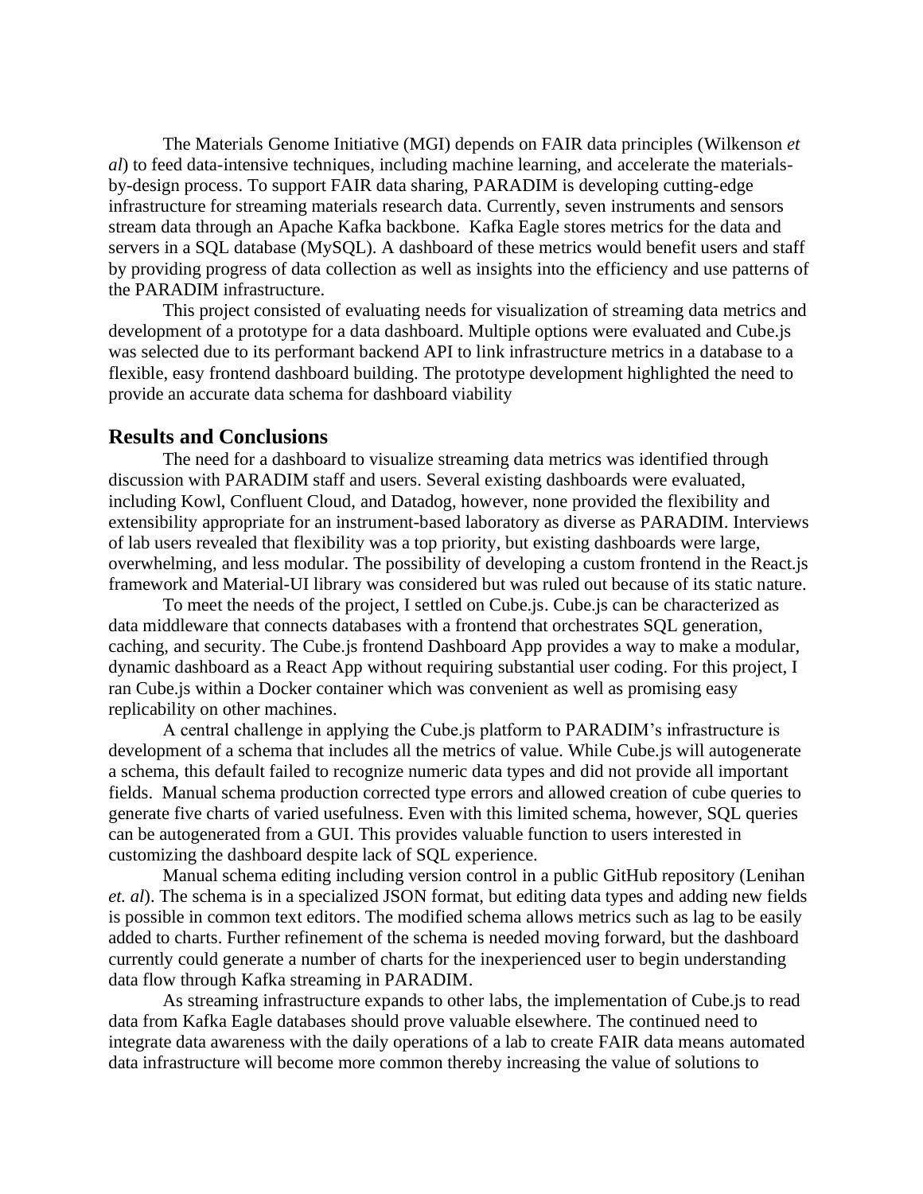The Materials Genome Initiative (MGI) depends on FAIR data principles (Wilkenson *et al*) to feed data-intensive techniques, including machine learning, and accelerate the materials-by-design process. To support FAIR data sharing, PARADIM is developing cutting-edge infrastructure for streaming materials research data. Currently, seven instruments and sensors stream data through an Apache Kafka backbone. Kafka Eagle stores metrics for the data and servers in a SQL database (MySQL). A dashboard of these metrics would benefit users and staff by providing progress of data collection as well as insights into the efficiency and use patterns of the PARADIM infrastructure.

This project consisted of evaluating needs for visualization of streaming data metrics and development of a prototype for a data dashboard. Multiple options were evaluated and Cube.js was selected due to its performant backend API to link infrastructure metrics in a database to a flexible, easy frontend dashboard building. The prototype development highlighted the need to provide an accurate data schema for dashboard viability

## Results and Conclusions

The need for a dashboard to visualize streaming data metrics was identified through discussion with PARADIM staff and users. Several existing dashboards were evaluated, including Kowl, Confluent Cloud, and Datadog, however, none provided the flexibility and extensibility appropriate for an instrument-based laboratory as diverse as PARADIM. Interviews of lab users revealed that flexibility was a top priority, but existing dashboards were large, overwhelming, and less modular. The possibility of developing a custom frontend in the React.js framework and Material-UI library was considered but was ruled out because of its static nature.

To meet the needs of the project, I settled on Cube.js. Cube.js can be characterized as data middleware that connects databases with a frontend that orchestrates SQL generation, caching, and security. The Cube.js frontend Dashboard App provides a way to make a modular, dynamic dashboard as a React App without requiring substantial user coding. For this project, I ran Cube.js within a Docker container which was convenient as well as promising easy replicability on other machines.

A central challenge in applying the Cube.js platform to PARADIM's infrastructure is development of a schema that includes all the metrics of value. While Cube.js will autogenerate a schema, this default failed to recognize numeric data types and did not provide all important fields. Manual schema production corrected type errors and allowed creation of cube queries to generate five charts of varied usefulness. Even with this limited schema, however, SQL queries can be autogenerated from a GUI. This provides valuable function to users interested in customizing the dashboard despite lack of SQL experience.

Manual schema editing including version control in a public GitHub repository (Lenihan *et. al*). The schema is in a specialized JSON format, but editing data types and adding new fields is possible in common text editors. The modified schema allows metrics such as lag to be easily added to charts. Further refinement of the schema is needed moving forward, but the dashboard currently could generate a number of charts for the inexperienced user to begin understanding data flow through Kafka streaming in PARADIM.

As streaming infrastructure expands to other labs, the implementation of Cube.js to read data from Kafka Eagle databases should prove valuable elsewhere. The continued need to integrate data awareness with the daily operations of a lab to create FAIR data means automated data infrastructure will become more common thereby increasing the value of solutions to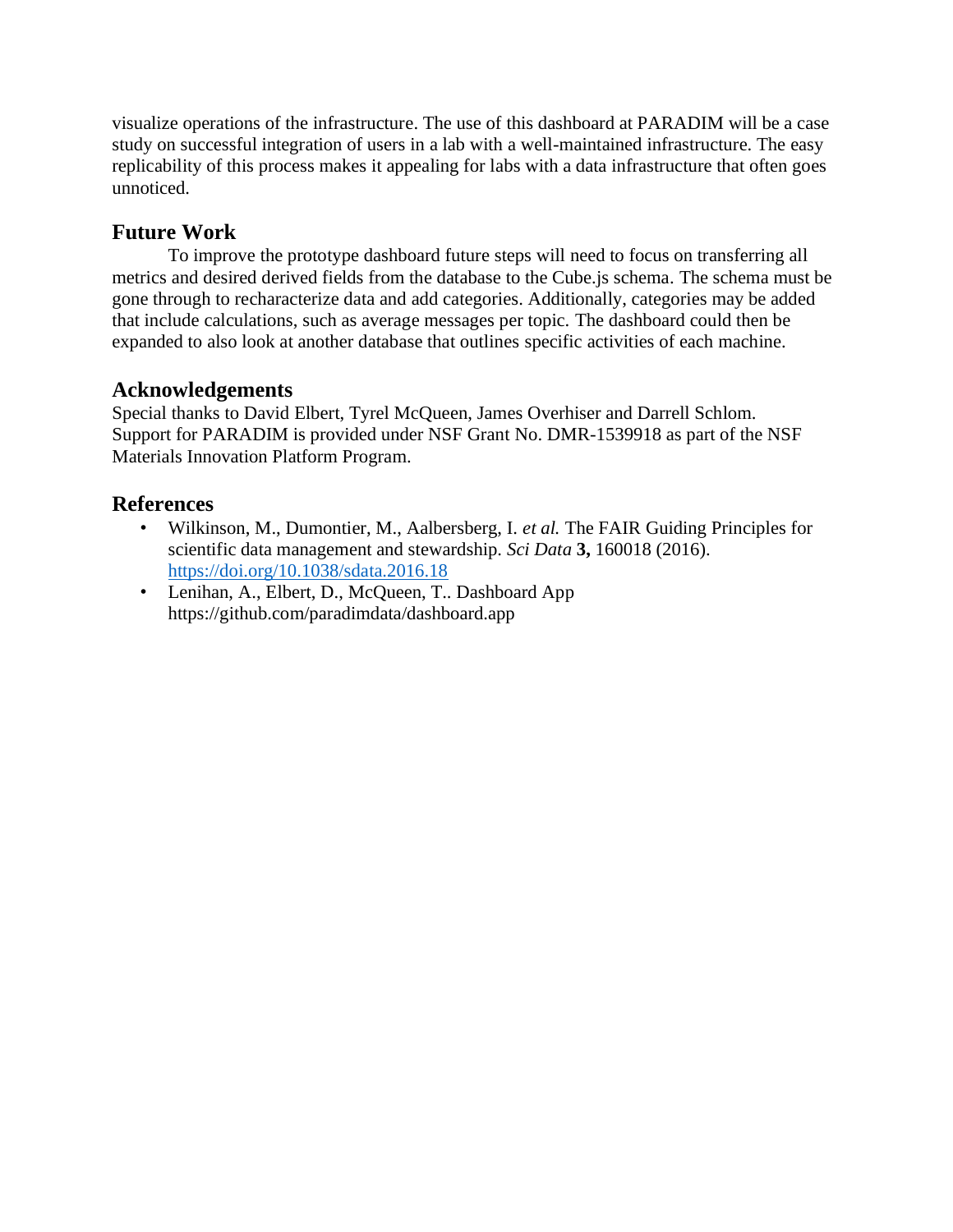visualize operations of the infrastructure. The use of this dashboard at PARADIM will be a case study on successful integration of users in a lab with a well-maintained infrastructure. The easy replicability of this process makes it appealing for labs with a data infrastructure that often goes unnoticed.

## Future Work

To improve the prototype dashboard future steps will need to focus on transferring all metrics and desired derived fields from the database to the Cube.js schema. The schema must be gone through to recharacterize data and add categories. Additionally, categories may be added that include calculations, such as average messages per topic. The dashboard could then be expanded to also look at another database that outlines specific activities of each machine.

## Acknowledgements

Special thanks to David Elbert, Tyrel McQueen, James Overhiser and Darrell Schlom. Support for PARADIM is provided under NSF Grant No. DMR-1539918 as part of the NSF Materials Innovation Platform Program.

## References

- Wilkinson, M., Dumontier, M., Aalbersberg, I. *et al.* The FAIR Guiding Principles for scientific data management and stewardship. *Sci Data* **3,** 160018 (2016). https://doi.org/10.1038/sdata.2016.18
- Lenihan, A., Elbert, D., McQueen, T.. Dashboard App https://github.com/paradimdata/dashboard.app